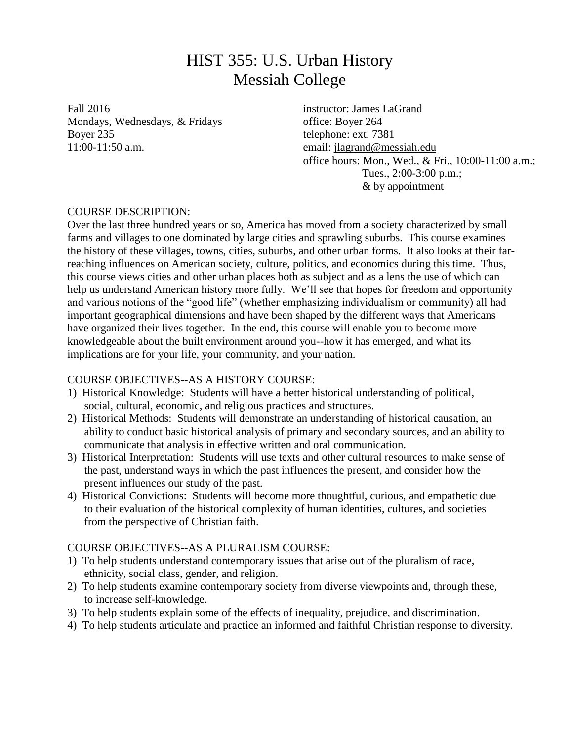# HIST 355: U.S. Urban History
# Messiah College

Fall 2016
Mondays, Wednesdays, & Fridays
Boyer 235
11:00-11:50 a.m.

instructor: James LaGrand
office: Boyer 264
telephone: ext. 7381
email: jlagrand@messiah.edu
office hours: Mon., Wed., & Fri., 10:00-11:00 a.m.;
Tues., 2:00-3:00 p.m.;
& by appointment

## COURSE DESCRIPTION:

Over the last three hundred years or so, America has moved from a society characterized by small farms and villages to one dominated by large cities and sprawling suburbs. This course examines the history of these villages, towns, cities, suburbs, and other urban forms. It also looks at their far-reaching influences on American society, culture, politics, and economics during this time. Thus, this course views cities and other urban places both as subject and as a lens the use of which can help us understand American history more fully. We'll see that hopes for freedom and opportunity and various notions of the "good life" (whether emphasizing individualism or community) all had important geographical dimensions and have been shaped by the different ways that Americans have organized their lives together. In the end, this course will enable you to become more knowledgeable about the built environment around you--how it has emerged, and what its implications are for your life, your community, and your nation.

## COURSE OBJECTIVES--AS A HISTORY COURSE:

1) Historical Knowledge: Students will have a better historical understanding of political, social, cultural, economic, and religious practices and structures.
2) Historical Methods: Students will demonstrate an understanding of historical causation, an ability to conduct basic historical analysis of primary and secondary sources, and an ability to communicate that analysis in effective written and oral communication.
3) Historical Interpretation: Students will use texts and other cultural resources to make sense of the past, understand ways in which the past influences the present, and consider how the present influences our study of the past.
4) Historical Convictions: Students will become more thoughtful, curious, and empathetic due to their evaluation of the historical complexity of human identities, cultures, and societies from the perspective of Christian faith.

## COURSE OBJECTIVES--AS A PLURALISM COURSE:

1) To help students understand contemporary issues that arise out of the pluralism of race, ethnicity, social class, gender, and religion.
2) To help students examine contemporary society from diverse viewpoints and, through these, to increase self-knowledge.
3) To help students explain some of the effects of inequality, prejudice, and discrimination.
4) To help students articulate and practice an informed and faithful Christian response to diversity.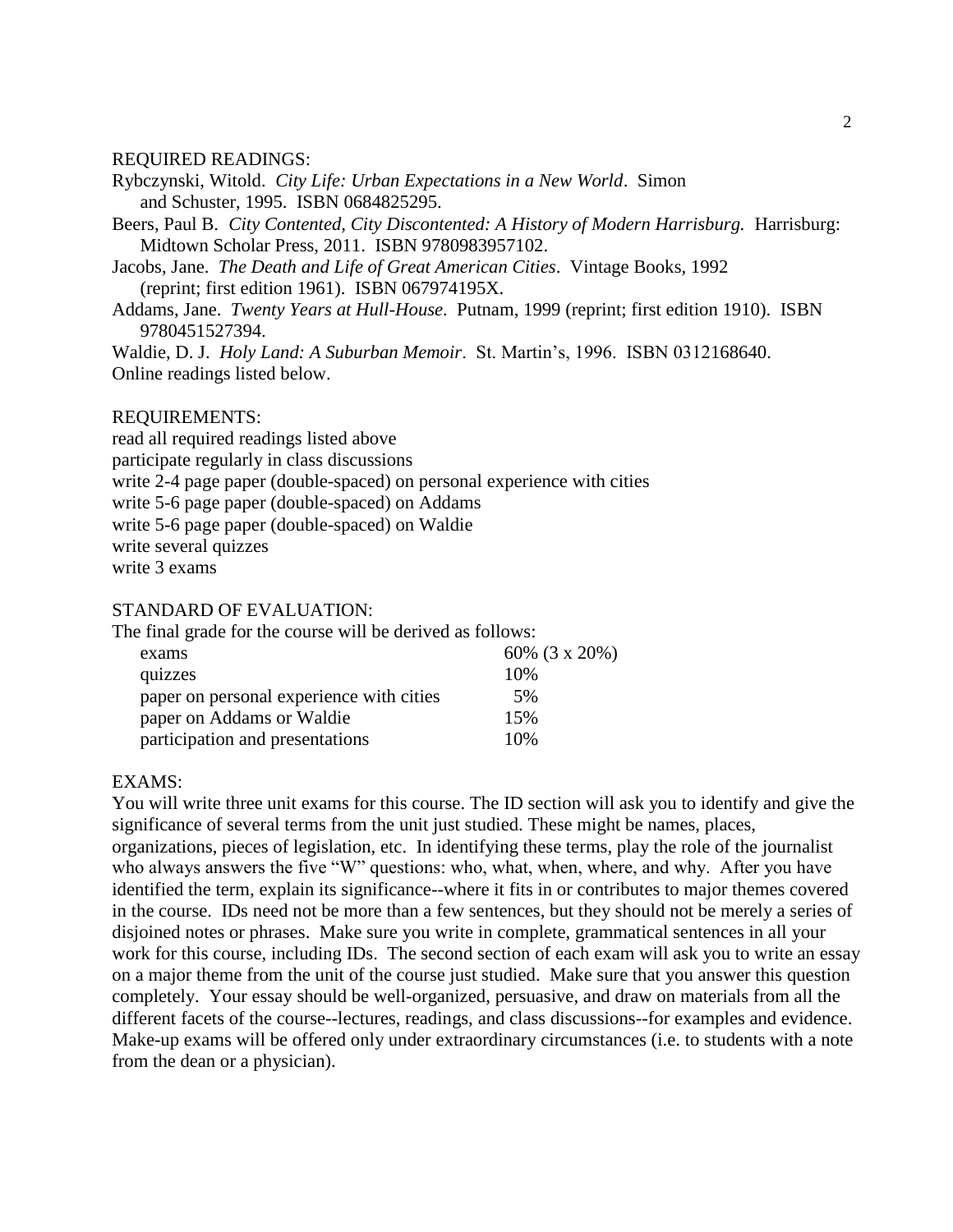REQUIRED READINGS:

Rybczynski, Witold. *City Life: Urban Expectations in a New World*. Simon and Schuster, 1995. ISBN 0684825295.

Beers, Paul B. *City Contented, City Discontented: A History of Modern Harrisburg.* Harrisburg: Midtown Scholar Press, 2011. ISBN 9780983957102.

Jacobs, Jane. *The Death and Life of Great American Cities*. Vintage Books, 1992 (reprint; first edition 1961). ISBN 067974195X.

Addams, Jane. *Twenty Years at Hull-House*. Putnam, 1999 (reprint; first edition 1910). ISBN 9780451527394.

Waldie, D. J. *Holy Land: A Suburban Memoir*. St. Martin's, 1996. ISBN 0312168640.

Online readings listed below.

REQUIREMENTS:

read all required readings listed above
participate regularly in class discussions
write 2-4 page paper (double-spaced) on personal experience with cities
write 5-6 page paper (double-spaced) on Addams
write 5-6 page paper (double-spaced) on Waldie
write several quizzes
write 3 exams

STANDARD OF EVALUATION:

The final grade for the course will be derived as follows:

| | |
|---|---|
| exams | 60% (3 x 20%) |
| quizzes | 10% |
| paper on personal experience with cities | 5% |
| paper on Addams or Waldie | 15% |
| participation and presentations | 10% |

EXAMS:

You will write three unit exams for this course. The ID section will ask you to identify and give the significance of several terms from the unit just studied. These might be names, places, organizations, pieces of legislation, etc. In identifying these terms, play the role of the journalist who always answers the five "W" questions: who, what, when, where, and why. After you have identified the term, explain its significance--where it fits in or contributes to major themes covered in the course. IDs need not be more than a few sentences, but they should not be merely a series of disjoined notes or phrases. Make sure you write in complete, grammatical sentences in all your work for this course, including IDs. The second section of each exam will ask you to write an essay on a major theme from the unit of the course just studied. Make sure that you answer this question completely. Your essay should be well-organized, persuasive, and draw on materials from all the different facets of the course--lectures, readings, and class discussions--for examples and evidence. Make-up exams will be offered only under extraordinary circumstances (i.e. to students with a note from the dean or a physician).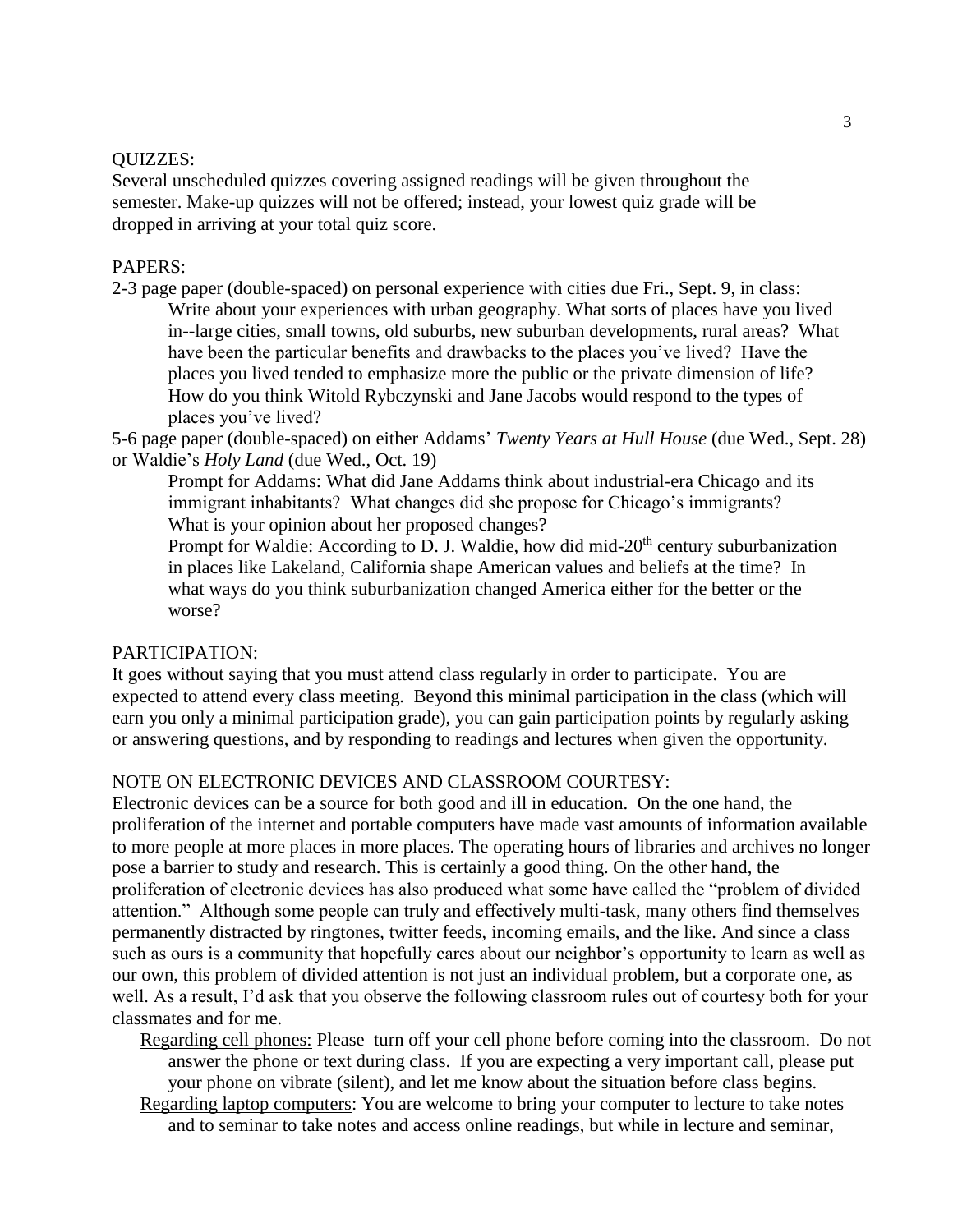QUIZZES:

Several unscheduled quizzes covering assigned readings will be given throughout the semester. Make-up quizzes will not be offered; instead, your lowest quiz grade will be dropped in arriving at your total quiz score.

PAPERS:

2-3 page paper (double-spaced) on personal experience with cities due Fri., Sept. 9, in class:

> Write about your experiences with urban geography. What sorts of places have you lived in--large cities, small towns, old suburbs, new suburban developments, rural areas? What have been the particular benefits and drawbacks to the places you've lived? Have the places you lived tended to emphasize more the public or the private dimension of life? How do you think Witold Rybczynski and Jane Jacobs would respond to the types of places you've lived?

5-6 page paper (double-spaced) on either Addams' *Twenty Years at Hull House* (due Wed., Sept. 28) or Waldie's *Holy Land* (due Wed., Oct. 19)

> Prompt for Addams: What did Jane Addams think about industrial-era Chicago and its immigrant inhabitants? What changes did she propose for Chicago's immigrants? What is your opinion about her proposed changes?
>
> Prompt for Waldie: According to D. J. Waldie, how did mid-20th century suburbanization in places like Lakeland, California shape American values and beliefs at the time? In what ways do you think suburbanization changed America either for the better or the worse?

PARTICIPATION:

It goes without saying that you must attend class regularly in order to participate. You are expected to attend every class meeting. Beyond this minimal participation in the class (which will earn you only a minimal participation grade), you can gain participation points by regularly asking or answering questions, and by responding to readings and lectures when given the opportunity.

NOTE ON ELECTRONIC DEVICES AND CLASSROOM COURTESY:

Electronic devices can be a source for both good and ill in education. On the one hand, the proliferation of the internet and portable computers have made vast amounts of information available to more people at more places in more places. The operating hours of libraries and archives no longer pose a barrier to study and research. This is certainly a good thing. On the other hand, the proliferation of electronic devices has also produced what some have called the "problem of divided attention." Although some people can truly and effectively multi-task, many others find themselves permanently distracted by ringtones, twitter feeds, incoming emails, and the like. And since a class such as ours is a community that hopefully cares about our neighbor's opportunity to learn as well as our own, this problem of divided attention is not just an individual problem, but a corporate one, as well. As a result, I'd ask that you observe the following classroom rules out of courtesy both for your classmates and for me.

> <u>Regarding cell phones:</u> Please turn off your cell phone before coming into the classroom. Do not answer the phone or text during class. If you are expecting a very important call, please put your phone on vibrate (silent), and let me know about the situation before class begins.
>
> <u>Regarding laptop computers</u>: You are welcome to bring your computer to lecture to take notes and to seminar to take notes and access online readings, but while in lecture and seminar,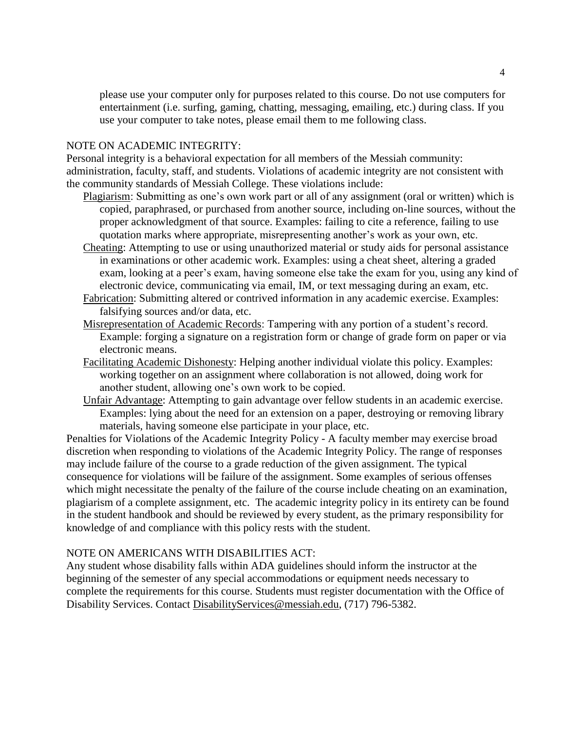please use your computer only for purposes related to this course. Do not use computers for entertainment (i.e. surfing, gaming, chatting, messaging, emailing, etc.) during class. If you use your computer to take notes, please email them to me following class.

NOTE ON ACADEMIC INTEGRITY:

Personal integrity is a behavioral expectation for all members of the Messiah community: administration, faculty, staff, and students. Violations of academic integrity are not consistent with the community standards of Messiah College. These violations include:

- Plagiarism: Submitting as one's own work part or all of any assignment (oral or written) which is copied, paraphrased, or purchased from another source, including on-line sources, without the proper acknowledgment of that source. Examples: failing to cite a reference, failing to use quotation marks where appropriate, misrepresenting another's work as your own, etc.
- Cheating: Attempting to use or using unauthorized material or study aids for personal assistance in examinations or other academic work. Examples: using a cheat sheet, altering a graded exam, looking at a peer's exam, having someone else take the exam for you, using any kind of electronic device, communicating via email, IM, or text messaging during an exam, etc.
- Fabrication: Submitting altered or contrived information in any academic exercise. Examples: falsifying sources and/or data, etc.
- Misrepresentation of Academic Records: Tampering with any portion of a student's record. Example: forging a signature on a registration form or change of grade form on paper or via electronic means.
- Facilitating Academic Dishonesty: Helping another individual violate this policy. Examples: working together on an assignment where collaboration is not allowed, doing work for another student, allowing one's own work to be copied.
- Unfair Advantage: Attempting to gain advantage over fellow students in an academic exercise. Examples: lying about the need for an extension on a paper, destroying or removing library materials, having someone else participate in your place, etc.

Penalties for Violations of the Academic Integrity Policy - A faculty member may exercise broad discretion when responding to violations of the Academic Integrity Policy. The range of responses may include failure of the course to a grade reduction of the given assignment. The typical consequence for violations will be failure of the assignment. Some examples of serious offenses which might necessitate the penalty of the failure of the course include cheating on an examination, plagiarism of a complete assignment, etc. The academic integrity policy in its entirety can be found in the student handbook and should be reviewed by every student, as the primary responsibility for knowledge of and compliance with this policy rests with the student.

NOTE ON AMERICANS WITH DISABILITIES ACT:

Any student whose disability falls within ADA guidelines should inform the instructor at the beginning of the semester of any special accommodations or equipment needs necessary to complete the requirements for this course. Students must register documentation with the Office of Disability Services. Contact DisabilityServices@messiah.edu, (717) 796-5382.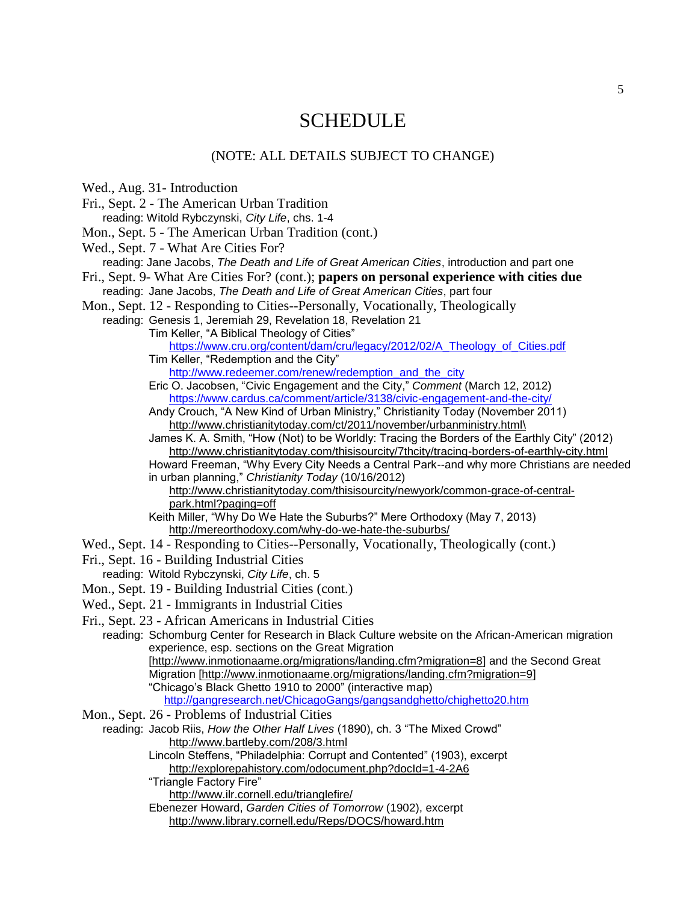# SCHEDULE

(NOTE: ALL DETAILS SUBJECT TO CHANGE)

- Wed., Aug. 31- Introduction
- Fri., Sept. 2 - The American Urban Tradition
  - reading: Witold Rybczynski, *City Life*, chs. 1-4
- Mon., Sept. 5 - The American Urban Tradition (cont.)
- Wed., Sept. 7 - What Are Cities For?
  - reading: Jane Jacobs, *The Death and Life of Great American Cities*, introduction and part one
- Fri., Sept. 9- What Are Cities For? (cont.); **papers on personal experience with cities due**
  - reading: Jane Jacobs, *The Death and Life of Great American Cities*, part four
- Mon., Sept. 12 - Responding to Cities--Personally, Vocationally, Theologically
  - reading: Genesis 1, Jeremiah 29, Revelation 18, Revelation 21
    - Tim Keller, "A Biblical Theology of Cities"
      https://www.cru.org/content/dam/cru/legacy/2012/02/A_Theology_of_Cities.pdf
    - Tim Keller, "Redemption and the City"
      http://www.redeemer.com/renew/redemption_and_the_city
    - Eric O. Jacobsen, "Civic Engagement and the City," *Comment* (March 12, 2012)
      https://www.cardus.ca/comment/article/3138/civic-engagement-and-the-city/
    - Andy Crouch, "A New Kind of Urban Ministry," Christianity Today (November 2011)
      http://www.christianitytoday.com/ct/2011/november/urbanministry.html\
    - James K. A. Smith, "How (Not) to be Worldly: Tracing the Borders of the Earthly City" (2012)
      http://www.christianitytoday.com/thisisourcity/7thcity/tracing-borders-of-earthly-city.html
    - Howard Freeman, "Why Every City Needs a Central Park--and why more Christians are needed in urban planning," *Christianity Today* (10/16/2012)
      http://www.christianitytoday.com/thisisourcity/newyork/common-grace-of-central-park.html?paging=off
    - Keith Miller, "Why Do We Hate the Suburbs?" Mere Orthodoxy (May 7, 2013)
      http://mereorthodoxy.com/why-do-we-hate-the-suburbs/
- Wed., Sept. 14 - Responding to Cities--Personally, Vocationally, Theologically (cont.)
- Fri., Sept. 16 - Building Industrial Cities
  - reading: Witold Rybczynski, *City Life*, ch. 5
- Mon., Sept. 19 - Building Industrial Cities (cont.)
- Wed., Sept. 21 - Immigrants in Industrial Cities
- Fri., Sept. 23 - African Americans in Industrial Cities
  - reading: Schomburg Center for Research in Black Culture website on the African-American migration experience, esp. sections on the Great Migration [http://www.inmotionaame.org/migrations/landing.cfm?migration=8] and the Second Great Migration [http://www.inmotionaame.org/migrations/landing.cfm?migration=9]
    - "Chicago's Black Ghetto 1910 to 2000" (interactive map)
      http://gangresearch.net/ChicagoGangs/gangsandghetto/chighetto20.htm
- Mon., Sept. 26 - Problems of Industrial Cities
  - reading: Jacob Riis, *How the Other Half Lives* (1890), ch. 3 "The Mixed Crowd"
    http://www.bartleby.com/208/3.html
    - Lincoln Steffens, "Philadelphia: Corrupt and Contented" (1903), excerpt
      http://explorepahistory.com/odocument.php?docId=1-4-2A6
    - "Triangle Factory Fire"
      http://www.ilr.cornell.edu/trianglefire/
    - Ebenezer Howard, *Garden Cities of Tomorrow* (1902), excerpt
      http://www.library.cornell.edu/Reps/DOCS/howard.htm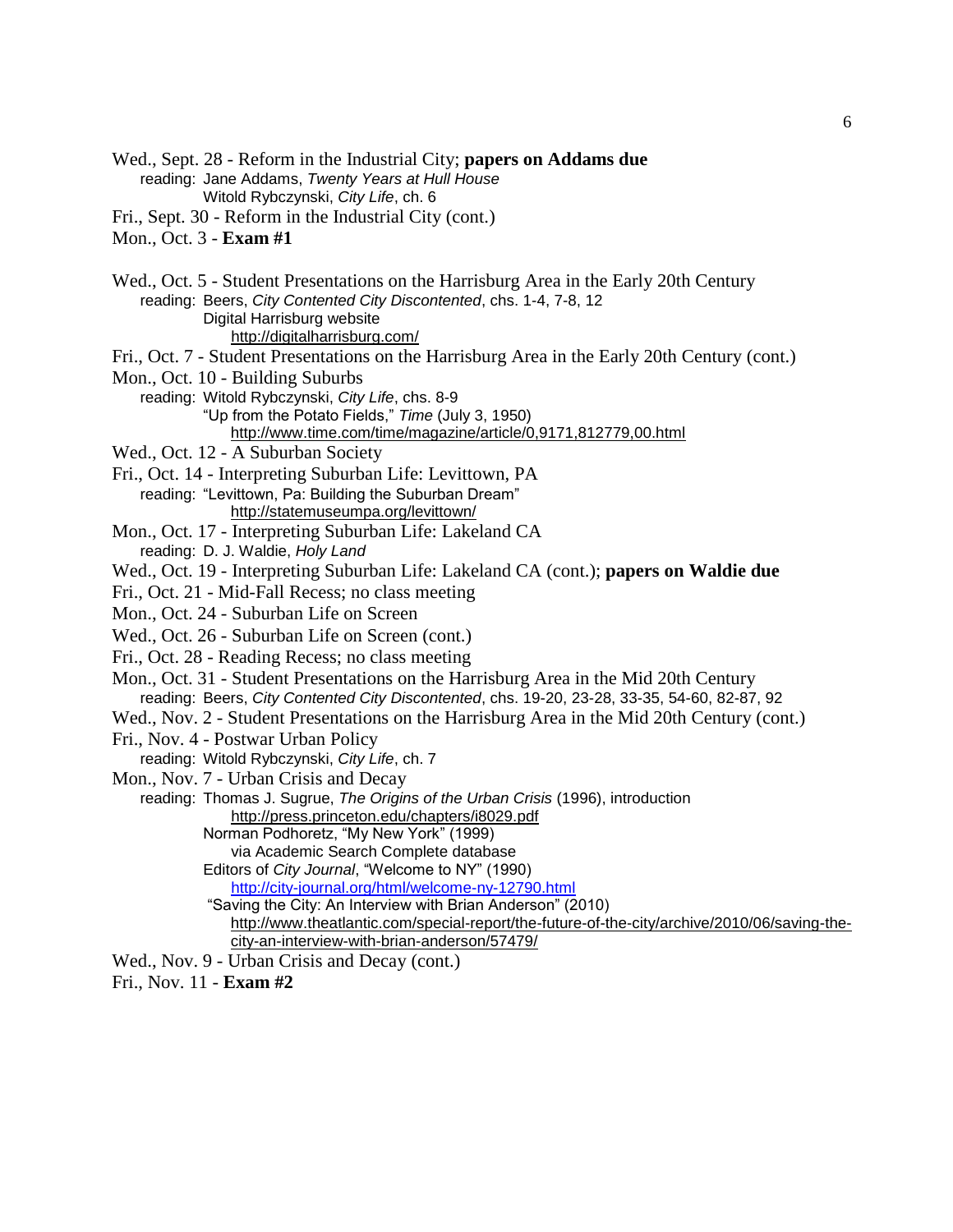Wed., Sept. 28 - Reform in the Industrial City; **papers on Addams due**
  reading: Jane Addams, *Twenty Years at Hull House*
    Witold Rybczynski, *City Life*, ch. 6

Fri., Sept. 30 - Reform in the Industrial City (cont.)

Mon., Oct. 3 - **Exam #1**

Wed., Oct. 5 - Student Presentations on the Harrisburg Area in the Early 20th Century
  reading: Beers, *City Contented City Discontented*, chs. 1-4, 7-8, 12
    Digital Harrisburg website
      http://digitalharrisburg.com/

Fri., Oct. 7 - Student Presentations on the Harrisburg Area in the Early 20th Century (cont.)

Mon., Oct. 10 - Building Suburbs
  reading: Witold Rybczynski, *City Life*, chs. 8-9
    "Up from the Potato Fields," *Time* (July 3, 1950)
      http://www.time.com/time/magazine/article/0,9171,812779,00.html

Wed., Oct. 12 - A Suburban Society

Fri., Oct. 14 - Interpreting Suburban Life: Levittown, PA
  reading: "Levittown, Pa: Building the Suburban Dream"
      http://statemuseumpa.org/levittown/

Mon., Oct. 17 - Interpreting Suburban Life: Lakeland CA
  reading: D. J. Waldie, *Holy Land*

Wed., Oct. 19 - Interpreting Suburban Life: Lakeland CA (cont.); **papers on Waldie due**

Fri., Oct. 21 - Mid-Fall Recess; no class meeting

Mon., Oct. 24 - Suburban Life on Screen

Wed., Oct. 26 - Suburban Life on Screen (cont.)

Fri., Oct. 28 - Reading Recess; no class meeting

Mon., Oct. 31 - Student Presentations on the Harrisburg Area in the Mid 20th Century
  reading: Beers, *City Contented City Discontented*, chs. 19-20, 23-28, 33-35, 54-60, 82-87, 92

Wed., Nov. 2 - Student Presentations on the Harrisburg Area in the Mid 20th Century (cont.)

Fri., Nov. 4 - Postwar Urban Policy
  reading: Witold Rybczynski, *City Life*, ch. 7

Mon., Nov. 7 - Urban Crisis and Decay
  reading: Thomas J. Sugrue, *The Origins of the Urban Crisis* (1996), introduction
      http://press.princeton.edu/chapters/i8029.pdf
    Norman Podhoretz, "My New York" (1999)
      via Academic Search Complete database
    Editors of *City Journal*, "Welcome to NY" (1990)
      http://city-journal.org/html/welcome-ny-12790.html
    "Saving the City: An Interview with Brian Anderson" (2010)
      http://www.theatlantic.com/special-report/the-future-of-the-city/archive/2010/06/saving-the-city-an-interview-with-brian-anderson/57479/

Wed., Nov. 9 - Urban Crisis and Decay (cont.)

Fri., Nov. 11 - **Exam #2**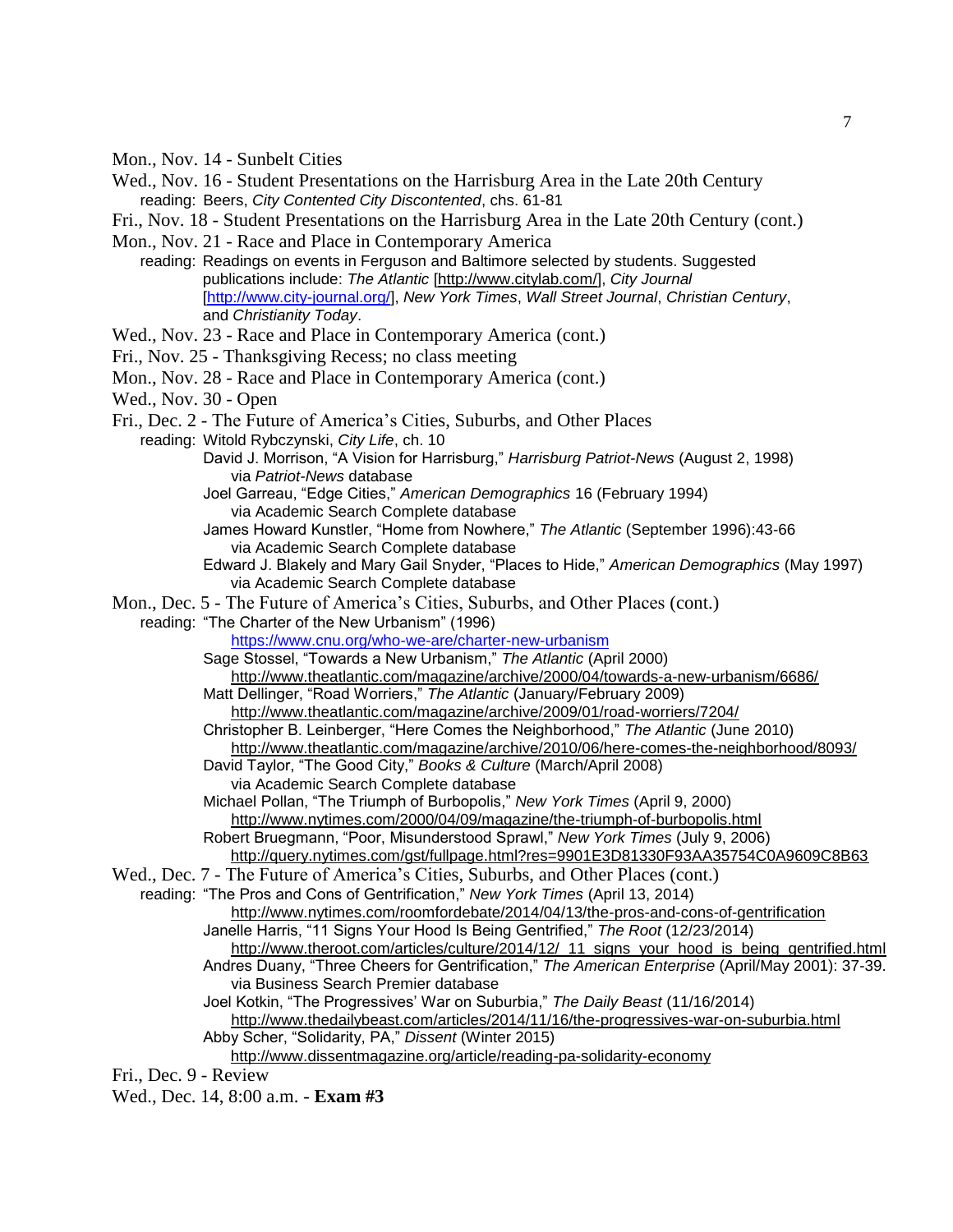Mon., Nov. 14 - Sunbelt Cities

Wed., Nov. 16 - Student Presentations on the Harrisburg Area in the Late 20th Century
  reading: Beers, *City Contented City Discontented*, chs. 61-81

Fri., Nov. 18 - Student Presentations on the Harrisburg Area in the Late 20th Century (cont.)

Mon., Nov. 21 - Race and Place in Contemporary America
  reading: Readings on events in Ferguson and Baltimore selected by students. Suggested publications include: *The Atlantic* [http://www.citylab.com/], *City Journal* [http://www.city-journal.org/], *New York Times*, *Wall Street Journal*, *Christian Century*, and *Christianity Today*.

Wed., Nov. 23 - Race and Place in Contemporary America (cont.)

Fri., Nov. 25 - Thanksgiving Recess; no class meeting

Mon., Nov. 28 - Race and Place in Contemporary America (cont.)

Wed., Nov. 30 - Open

Fri., Dec. 2 - The Future of America's Cities, Suburbs, and Other Places
  reading: Witold Rybczynski, *City Life*, ch. 10
    David J. Morrison, "A Vision for Harrisburg," *Harrisburg Patriot-News* (August 2, 1998) via *Patriot-News* database
    Joel Garreau, "Edge Cities," *American Demographics* 16 (February 1994) via Academic Search Complete database
    James Howard Kunstler, "Home from Nowhere," *The Atlantic* (September 1996):43-66 via Academic Search Complete database
    Edward J. Blakely and Mary Gail Snyder, "Places to Hide," *American Demographics* (May 1997) via Academic Search Complete database

Mon., Dec. 5 - The Future of America's Cities, Suburbs, and Other Places (cont.)
  reading: "The Charter of the New Urbanism" (1996)
      https://www.cnu.org/who-we-are/charter-new-urbanism
    Sage Stossel, "Towards a New Urbanism," *The Atlantic* (April 2000)
      http://www.theatlantic.com/magazine/archive/2000/04/towards-a-new-urbanism/6686/
    Matt Dellinger, "Road Worriers," *The Atlantic* (January/February 2009)
      http://www.theatlantic.com/magazine/archive/2009/01/road-worriers/7204/
    Christopher B. Leinberger, "Here Comes the Neighborhood," *The Atlantic* (June 2010)
      http://www.theatlantic.com/magazine/archive/2010/06/here-comes-the-neighborhood/8093/
    David Taylor, "The Good City," *Books & Culture* (March/April 2008) via Academic Search Complete database
    Michael Pollan, "The Triumph of Burbopolis," *New York Times* (April 9, 2000)
      http://www.nytimes.com/2000/04/09/magazine/the-triumph-of-burbopolis.html
    Robert Bruegmann, "Poor, Misunderstood Sprawl," *New York Times* (July 9, 2006)
      http://query.nytimes.com/gst/fullpage.html?res=9901E3D81330F93AA35754C0A9609C8B63

Wed., Dec. 7 - The Future of America's Cities, Suburbs, and Other Places (cont.)
  reading: "The Pros and Cons of Gentrification," *New York Times* (April 13, 2014)
      http://www.nytimes.com/roomfordebate/2014/04/13/the-pros-and-cons-of-gentrification
    Janelle Harris, "11 Signs Your Hood Is Being Gentrified," *The Root* (12/23/2014)
      http://www.theroot.com/articles/culture/2014/12/_11_signs_your_hood_is_being_gentrified.html
    Andres Duany, "Three Cheers for Gentrification," *The American Enterprise* (April/May 2001): 37-39. via Business Search Premier database
    Joel Kotkin, "The Progressives' War on Suburbia," *The Daily Beast* (11/16/2014)
      http://www.thedailybeast.com/articles/2014/11/16/the-progressives-war-on-suburbia.html
    Abby Scher, "Solidarity, PA," *Dissent* (Winter 2015)
      http://www.dissentmagazine.org/article/reading-pa-solidarity-economy

Fri., Dec. 9 - Review

Wed., Dec. 14, 8:00 a.m. - **Exam #3**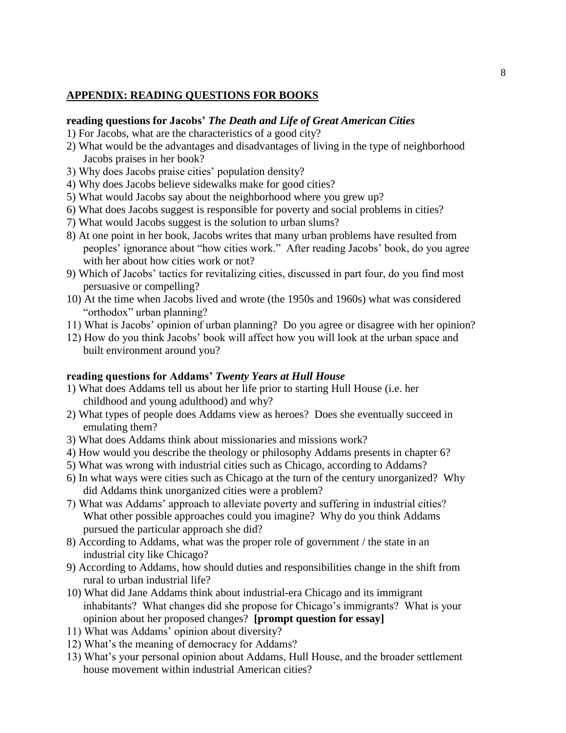## APPENDIX: READING QUESTIONS FOR BOOKS

### reading questions for Jacobs' *The Death and Life of Great American Cities*

1) For Jacobs, what are the characteristics of a good city?
2) What would be the advantages and disadvantages of living in the type of neighborhood Jacobs praises in her book?
3) Why does Jacobs praise cities' population density?
4) Why does Jacobs believe sidewalks make for good cities?
5) What would Jacobs say about the neighborhood where you grew up?
6) What does Jacobs suggest is responsible for poverty and social problems in cities?
7) What would Jacobs suggest is the solution to urban slums?
8) At one point in her book, Jacobs writes that many urban problems have resulted from peoples' ignorance about "how cities work." After reading Jacobs' book, do you agree with her about how cities work or not?
9) Which of Jacobs' tactics for revitalizing cities, discussed in part four, do you find most persuasive or compelling?
10) At the time when Jacobs lived and wrote (the 1950s and 1960s) what was considered "orthodox" urban planning?
11) What is Jacobs' opinion of urban planning? Do you agree or disagree with her opinion?
12) How do you think Jacobs' book will affect how you will look at the urban space and built environment around you?

### reading questions for Addams' *Twenty Years at Hull House*

1) What does Addams tell us about her life prior to starting Hull House (i.e. her childhood and young adulthood) and why?
2) What types of people does Addams view as heroes? Does she eventually succeed in emulating them?
3) What does Addams think about missionaries and missions work?
4) How would you describe the theology or philosophy Addams presents in chapter 6?
5) What was wrong with industrial cities such as Chicago, according to Addams?
6) In what ways were cities such as Chicago at the turn of the century unorganized? Why did Addams think unorganized cities were a problem?
7) What was Addams' approach to alleviate poverty and suffering in industrial cities? What other possible approaches could you imagine? Why do you think Addams pursued the particular approach she did?
8) According to Addams, what was the proper role of government / the state in an industrial city like Chicago?
9) According to Addams, how should duties and responsibilities change in the shift from rural to urban industrial life?
10) What did Jane Addams think about industrial-era Chicago and its immigrant inhabitants? What changes did she propose for Chicago's immigrants? What is your opinion about her proposed changes? **[prompt question for essay]**
11) What was Addams' opinion about diversity?
12) What's the meaning of democracy for Addams?
13) What's your personal opinion about Addams, Hull House, and the broader settlement house movement within industrial American cities?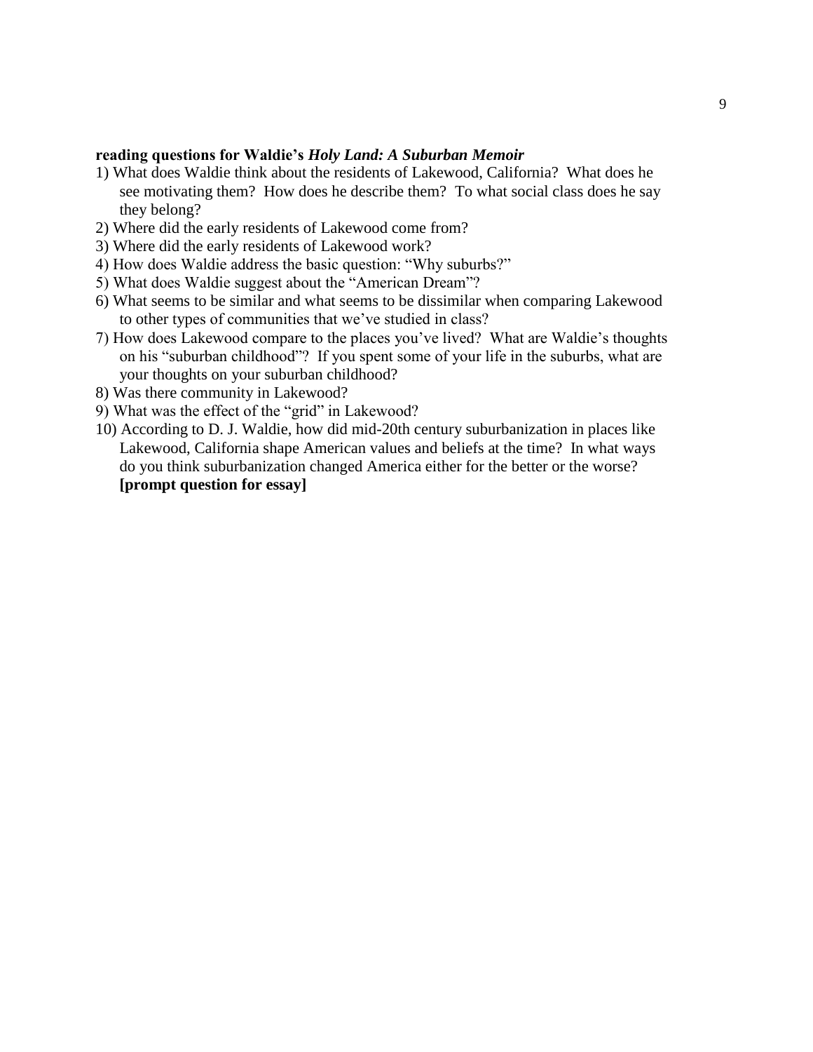**reading questions for Waldie's *Holy Land: A Suburban Memoir***

1) What does Waldie think about the residents of Lakewood, California? What does he see motivating them? How does he describe them? To what social class does he say they belong?
2) Where did the early residents of Lakewood come from?
3) Where did the early residents of Lakewood work?
4) How does Waldie address the basic question: "Why suburbs?"
5) What does Waldie suggest about the "American Dream"?
6) What seems to be similar and what seems to be dissimilar when comparing Lakewood to other types of communities that we've studied in class?
7) How does Lakewood compare to the places you've lived? What are Waldie's thoughts on his "suburban childhood"? If you spent some of your life in the suburbs, what are your thoughts on your suburban childhood?
8) Was there community in Lakewood?
9) What was the effect of the "grid" in Lakewood?
10) According to D. J. Waldie, how did mid-20th century suburbanization in places like Lakewood, California shape American values and beliefs at the time? In what ways do you think suburbanization changed America either for the better or the worse? **[prompt question for essay]**